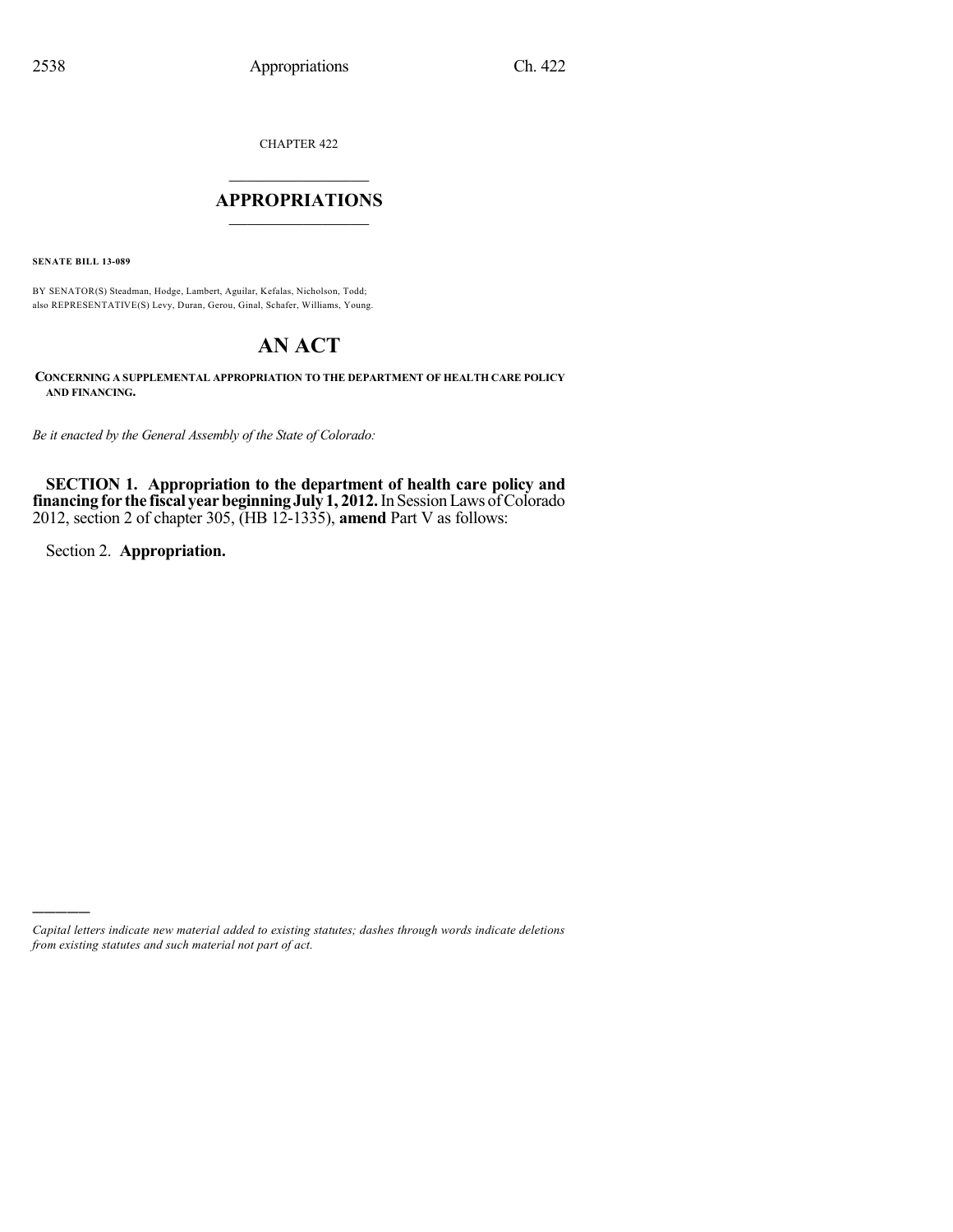CHAPTER 422

# APPROPRIATIONS

**SENATE BILL 13-089**

BY SENATOR(S) Steadman, Hodge, Lambert, Aguilar, Kefalas, Nicholson, Todd;
also REPRESENTATIVE(S) Levy, Duran, Gerou, Ginal, Schafer, Williams, Young.

# AN ACT

**CONCERNING A SUPPLEMENTAL APPROPRIATION TO THE DEPARTMENT OF HEALTH CARE POLICY AND FINANCING.**

*Be it enacted by the General Assembly of the State of Colorado:*

**SECTION 1. Appropriation to the department of health care policy and financing for the fiscal year beginning July 1, 2012.** In Session Laws of Colorado 2012, section 2 of chapter 305, (HB 12-1335), **amend** Part V as follows:

Section 2. **Appropriation.**

---

*Capital letters indicate new material added to existing statutes; dashes through words indicate deletions from existing statutes and such material not part of act.*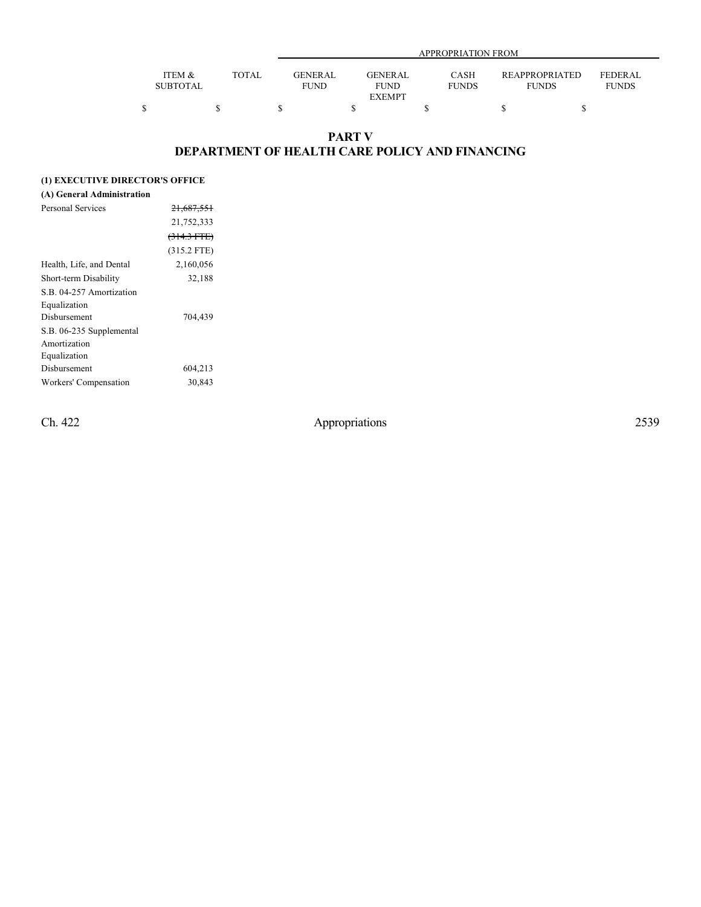| | | APPROPRIATION FROM | | | | |
|---|---|---|---|---|---|---|
| ITEM & SUBTOTAL | TOTAL | GENERAL FUND | GENERAL FUND EXEMPT | CASH FUNDS | REAPPROPRIATED FUNDS | FEDERAL FUNDS |
| $ | $ | $ | $ | $ | $ | $ |

## PART V
## DEPARTMENT OF HEALTH CARE POLICY AND FINANCING

**(1) EXECUTIVE DIRECTOR'S OFFICE**

**(A) General Administration**

| | ITEM & SUBTOTAL | TOTAL | GENERAL FUND | GENERAL FUND EXEMPT | CASH FUNDS | REAPPROPRIATED FUNDS | FEDERAL FUNDS |
|---|---|---|---|---|---|---|---|
| Personal Services | ~~21,687,551~~ | | | | | | |
| | 21,752,333 | | | | | | |
| | ~~(314.3 FTE)~~ | | | | | | |
| | (315.2 FTE) | | | | | | |
| Health, Life, and Dental | 2,160,056 | | | | | | |
| Short-term Disability | 32,188 | | | | | | |
| S.B. 04-257 Amortization Equalization Disbursement | 704,439 | | | | | | |
| S.B. 06-235 Supplemental Amortization Equalization Disbursement | 604,213 | | | | | | |
| Workers' Compensation | 30,843 | | | | | | |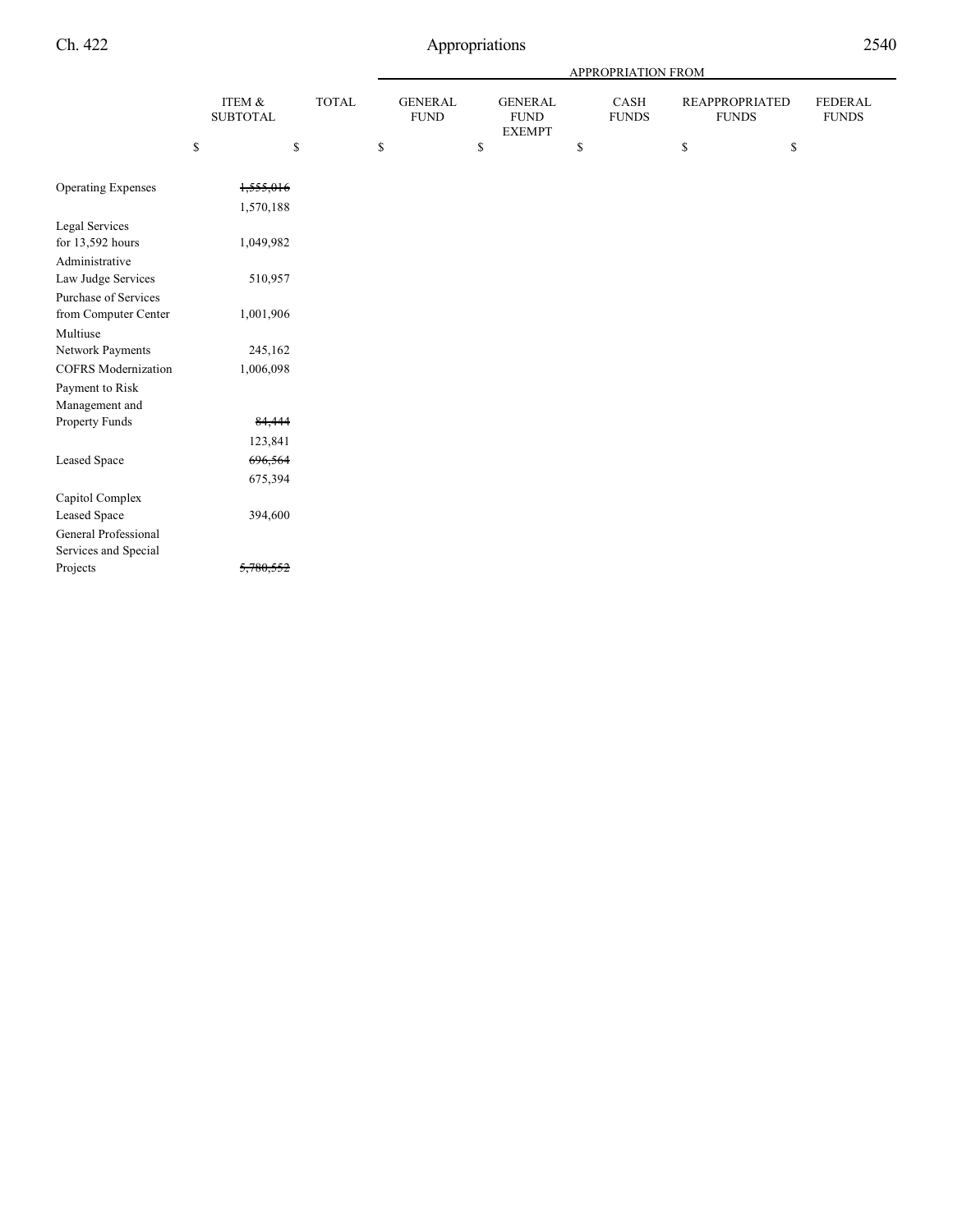| | ITEM & SUBTOTAL | TOTAL | APPROPRIATION FROM GENERAL FUND | GENERAL FUND EXEMPT | CASH FUNDS | REAPPROPRIATED FUNDS | FEDERAL FUNDS |
|---|---|---|---|---|---|---|---|
| | $ | $ | $ | $ | $ | $ | $ |
| Operating Expenses | ~~1,555,016~~ | | | | | | |
| | 1,570,188 | | | | | | |
| Legal Services for 13,592 hours | 1,049,982 | | | | | | |
| Administrative Law Judge Services | 510,957 | | | | | | |
| Purchase of Services from Computer Center | 1,001,906 | | | | | | |
| Multiuse Network Payments | 245,162 | | | | | | |
| COFRS Modernization | 1,006,098 | | | | | | |
| Payment to Risk Management and Property Funds | ~~84,444~~ | | | | | | |
| | 123,841 | | | | | | |
| Leased Space | ~~696,564~~ | | | | | | |
| | 675,394 | | | | | | |
| Capitol Complex Leased Space | 394,600 | | | | | | |
| General Professional Services and Special Projects | ~~5,780,552~~ | | | | | | |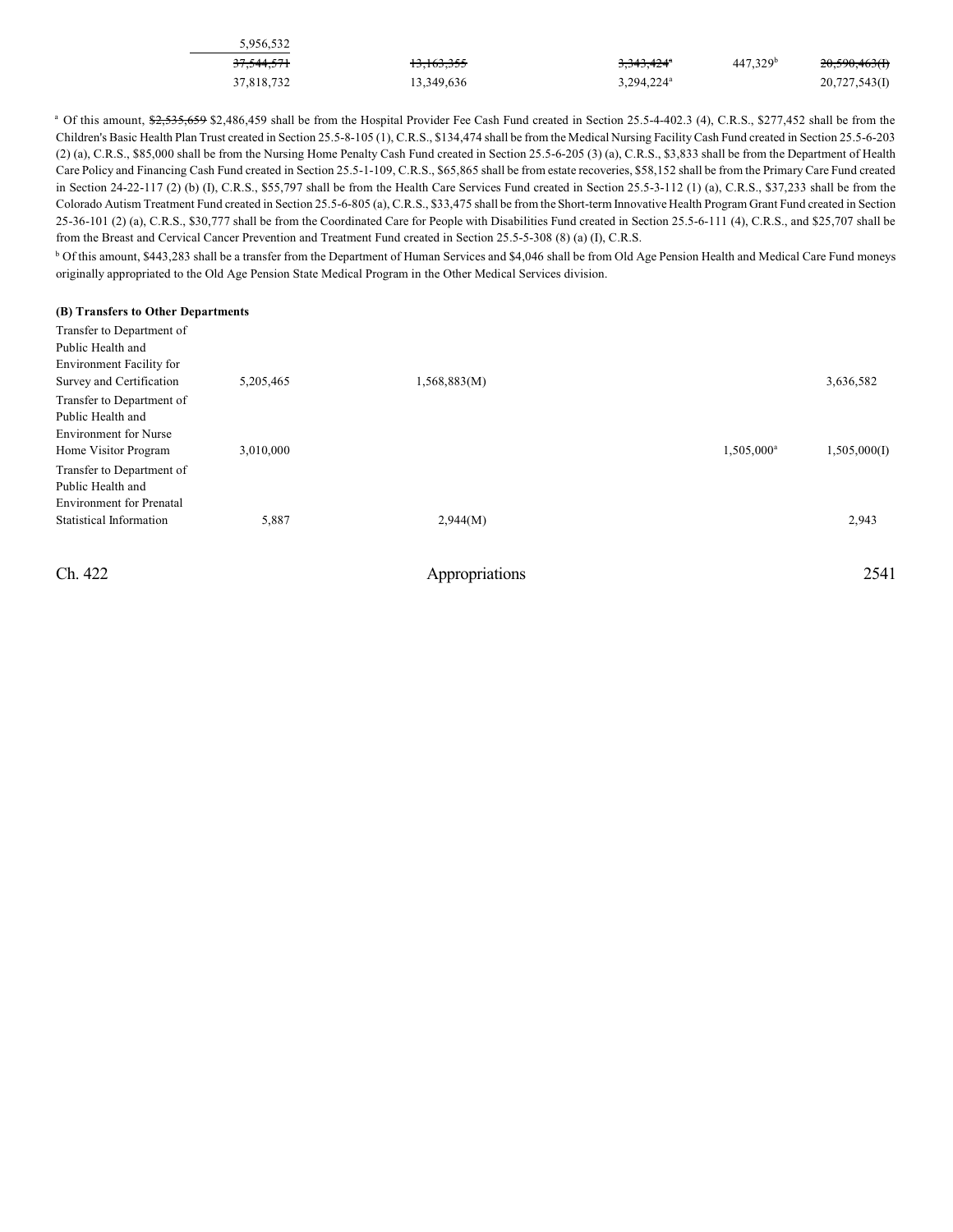| | | | | | |
|---|---|---|---|---|---|
| | 5,956,532 | | | | |
| | ~~37,544,571~~ | ~~13,163,355~~ | ~~3,343,424[a]~~ | 447,329[b] | ~~20,590,463(I)~~ |
| | 37,818,732 | 13,349,636 | 3,294,224[a] | | 20,727,543(I) |

[a] Of this amount, ~~$2,535,659~~ $2,486,459 shall be from the Hospital Provider Fee Cash Fund created in Section 25.5-4-402.3 (4), C.R.S., $277,452 shall be from the Children's Basic Health Plan Trust created in Section 25.5-8-105 (1), C.R.S., $134,474 shall be from the Medical Nursing Facility Cash Fund created in Section 25.5-6-203 (2) (a), C.R.S., $85,000 shall be from the Nursing Home Penalty Cash Fund created in Section 25.5-6-205 (3) (a), C.R.S., $3,833 shall be from the Department of Health Care Policy and Financing Cash Fund created in Section 25.5-1-109, C.R.S., $65,865 shall be from estate recoveries, $58,152 shall be from the Primary Care Fund created in Section 24-22-117 (2) (b) (I), C.R.S., $55,797 shall be from the Health Care Services Fund created in Section 25.5-3-112 (1) (a), C.R.S., $37,233 shall be from the Colorado Autism Treatment Fund created in Section 25.5-6-805 (a), C.R.S., $33,475 shall be from the Short-term Innovative Health Program Grant Fund created in Section 25-36-101 (2) (a), C.R.S., $30,777 shall be from the Coordinated Care for People with Disabilities Fund created in Section 25.5-6-111 (4), C.R.S., and $25,707 shall be from the Breast and Cervical Cancer Prevention and Treatment Fund created in Section 25.5-5-308 (8) (a) (I), C.R.S.

[b] Of this amount, $443,283 shall be a transfer from the Department of Human Services and $4,046 shall be from Old Age Pension Health and Medical Care Fund moneys originally appropriated to the Old Age Pension State Medical Program in the Other Medical Services division.

**(B) Transfers to Other Departments**

| | | | | | |
|---|---|---|---|---|---|
| Transfer to Department of Public Health and Environment Facility for Survey and Certification | 5,205,465 | 1,568,883(M) | | | 3,636,582 |
| Transfer to Department of Public Health and Environment for Nurse Home Visitor Program | 3,010,000 | | | 1,505,000[a] | 1,505,000(I) |
| Transfer to Department of Public Health and Environment for Prenatal Statistical Information | 5,887 | 2,944(M) | | | 2,943 |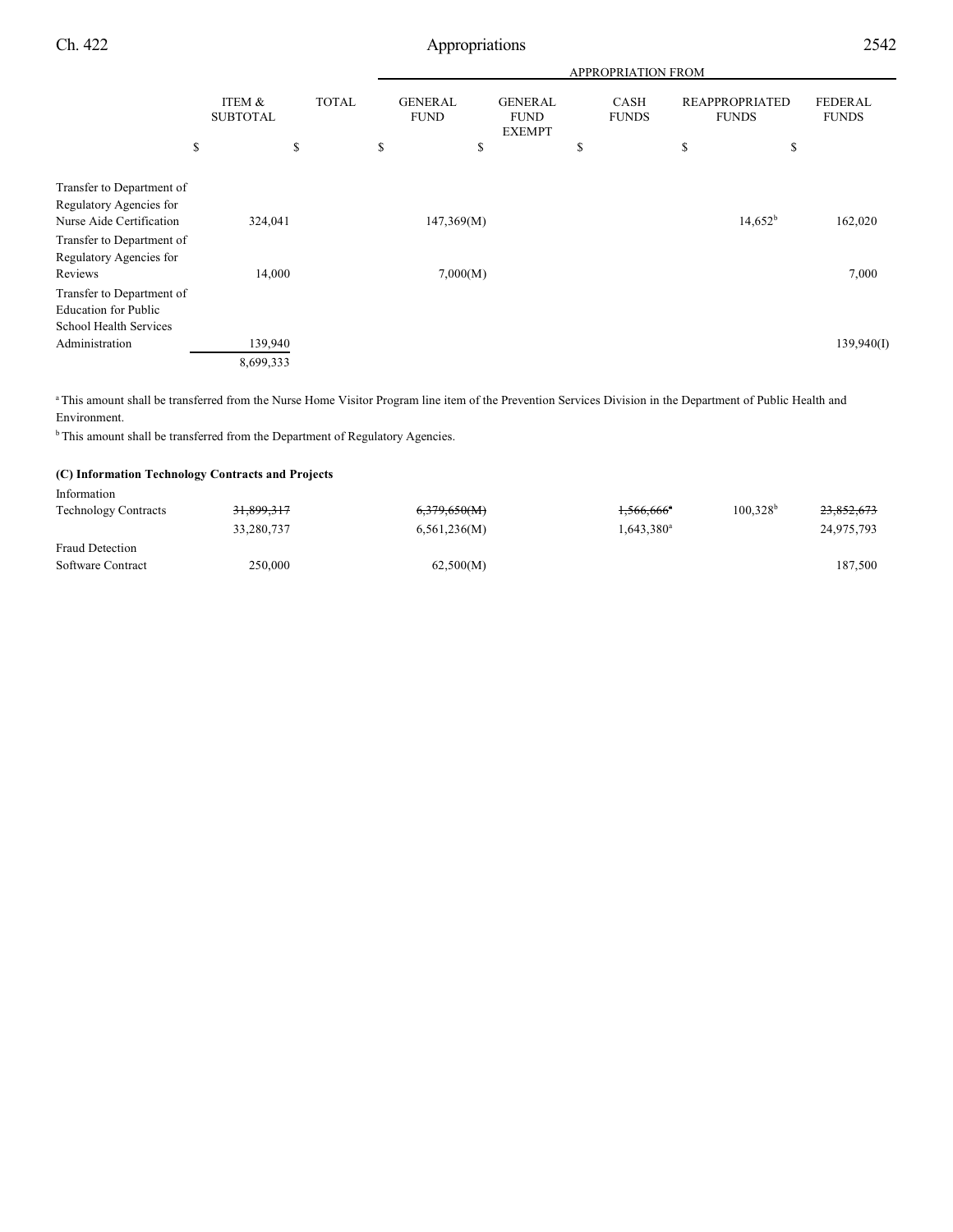| | ITEM & SUBTOTAL | TOTAL | APPROPRIATION FROM GENERAL FUND | GENERAL FUND EXEMPT | CASH FUNDS | REAPPROPRIATED FUNDS | FEDERAL FUNDS |
|---|---|---|---|---|---|---|---|
| | $ | $ | $ | $ | $ | $ | $ |
| Transfer to Department of Regulatory Agencies for Nurse Aide Certification | 324,041 | | 147,369(M) | | | 14,652[b] | 162,020 |
| Transfer to Department of Regulatory Agencies for Reviews | 14,000 | | 7,000(M) | | | | 7,000 |
| Transfer to Department of Education for Public School Health Services Administration | 139,940 | | | | | | 139,940(I) |
| | 8,699,333 | | | | | | |

[a] This amount shall be transferred from the Nurse Home Visitor Program line item of the Prevention Services Division in the Department of Public Health and Environment.

[b] This amount shall be transferred from the Department of Regulatory Agencies.

**(C) Information Technology Contracts and Projects**

| | ITEM & SUBTOTAL | TOTAL | GENERAL FUND | GENERAL FUND EXEMPT | CASH FUNDS | REAPPROPRIATED FUNDS | FEDERAL FUNDS |
|---|---|---|---|---|---|---|---|
| Information Technology Contracts | ~~31,899,317~~ | | ~~6,379,650(M)~~ | | ~~1,566,666[a]~~ | 100,328[b] | ~~23,852,673~~ |
| | 33,280,737 | | 6,561,236(M) | | 1,643,380[a] | | 24,975,793 |
| Fraud Detection Software Contract | 250,000 | | 62,500(M) | | | | 187,500 |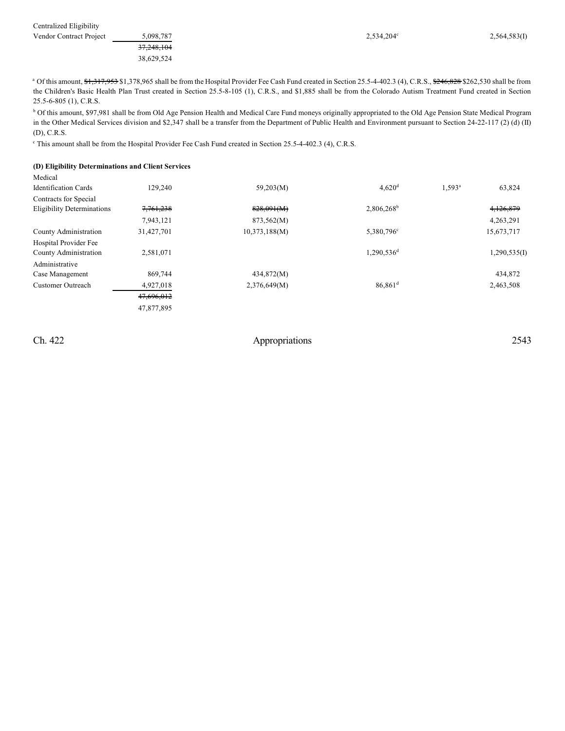| | | | | | |
|---|---|---|---|---|---|
| Centralized Eligibility Vendor Contract Project | 5,098,787 | | 2,534,204[c] | | 2,564,583(I) |
| | ~~37,248,104~~ | | | | |
| | 38,629,524 | | | | |

[a] Of this amount, ~~$1,317,953~~ $1,378,965 shall be from the Hospital Provider Fee Cash Fund created in Section 25.5-4-402.3 (4), C.R.S., ~~$246,828~~ $262,530 shall be from the Children's Basic Health Plan Trust created in Section 25.5-8-105 (1), C.R.S., and $1,885 shall be from the Colorado Autism Treatment Fund created in Section 25.5-6-805 (1), C.R.S.

[b] Of this amount, $97,981 shall be from Old Age Pension Health and Medical Care Fund moneys originally appropriated to the Old Age Pension State Medical Program in the Other Medical Services division and $2,347 shall be a transfer from the Department of Public Health and Environment pursuant to Section 24-22-117 (2) (d) (II) (D), C.R.S.

[c] This amount shall be from the Hospital Provider Fee Cash Fund created in Section 25.5-4-402.3 (4), C.R.S.

**(D) Eligibility Determinations and Client Services**

| | | | | | |
|---|---|---|---|---|---|
| Medical Identification Cards | 129,240 | 59,203(M) | 4,620[d] | 1,593[a] | 63,824 |
| Contracts for Special Eligibility Determinations | ~~7,761,238~~ | ~~828,091(M)~~ | 2,806,268[b] | | ~~4,126,879~~ |
| | 7,943,121 | 873,562(M) | | | 4,263,291 |
| County Administration | 31,427,701 | 10,373,188(M) | 5,380,796[c] | | 15,673,717 |
| Hospital Provider Fee County Administration | 2,581,071 | | 1,290,536[d] | | 1,290,535(I) |
| Administrative Case Management | 869,744 | 434,872(M) | | | 434,872 |
| Customer Outreach | 4,927,018 | 2,376,649(M) | 86,861[d] | | 2,463,508 |
| | ~~47,696,012~~ | | | | |
| | 47,877,895 | | | | |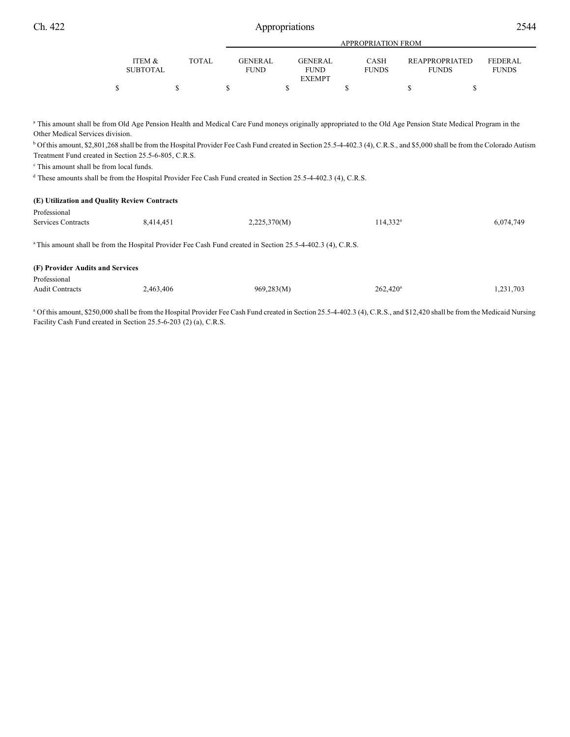| | ITEM & SUBTOTAL | TOTAL | GENERAL FUND | GENERAL FUND EXEMPT | CASH FUNDS | REAPPROPRIATED FUNDS | FEDERAL FUNDS |
|---|---|---|---|---|---|---|---|
| | | | APPROPRIATION FROM | | | | |
| | $ | $ | $ | $ | $ | $ | $ |

[a] This amount shall be from Old Age Pension Health and Medical Care Fund moneys originally appropriated to the Old Age Pension State Medical Program in the Other Medical Services division.

[b] Of this amount, $2,801,268 shall be from the Hospital Provider Fee Cash Fund created in Section 25.5-4-402.3 (4), C.R.S., and $5,000 shall be from the Colorado Autism Treatment Fund created in Section 25.5-6-805, C.R.S.

[c] This amount shall be from local funds.

[d] These amounts shall be from the Hospital Provider Fee Cash Fund created in Section 25.5-4-402.3 (4), C.R.S.

**(E) Utilization and Quality Review Contracts**

| | ITEM & SUBTOTAL | TOTAL | GENERAL FUND | GENERAL FUND EXEMPT | CASH FUNDS | REAPPROPRIATED FUNDS | FEDERAL FUNDS |
|---|---|---|---|---|---|---|---|
| Professional Services Contracts | 8,414,451 | | 2,225,370(M) | | 114,332[a] | | 6,074,749 |

[a] This amount shall be from the Hospital Provider Fee Cash Fund created in Section 25.5-4-402.3 (4), C.R.S.

**(F) Provider Audits and Services**

| | ITEM & SUBTOTAL | TOTAL | GENERAL FUND | GENERAL FUND EXEMPT | CASH FUNDS | REAPPROPRIATED FUNDS | FEDERAL FUNDS |
|---|---|---|---|---|---|---|---|
| Professional Audit Contracts | 2,463,406 | | 969,283(M) | | 262,420[a] | | 1,231,703 |

[a] Of this amount, $250,000 shall be from the Hospital Provider Fee Cash Fund created in Section 25.5-4-402.3 (4), C.R.S., and $12,420 shall be from the Medicaid Nursing Facility Cash Fund created in Section 25.5-6-203 (2) (a), C.R.S.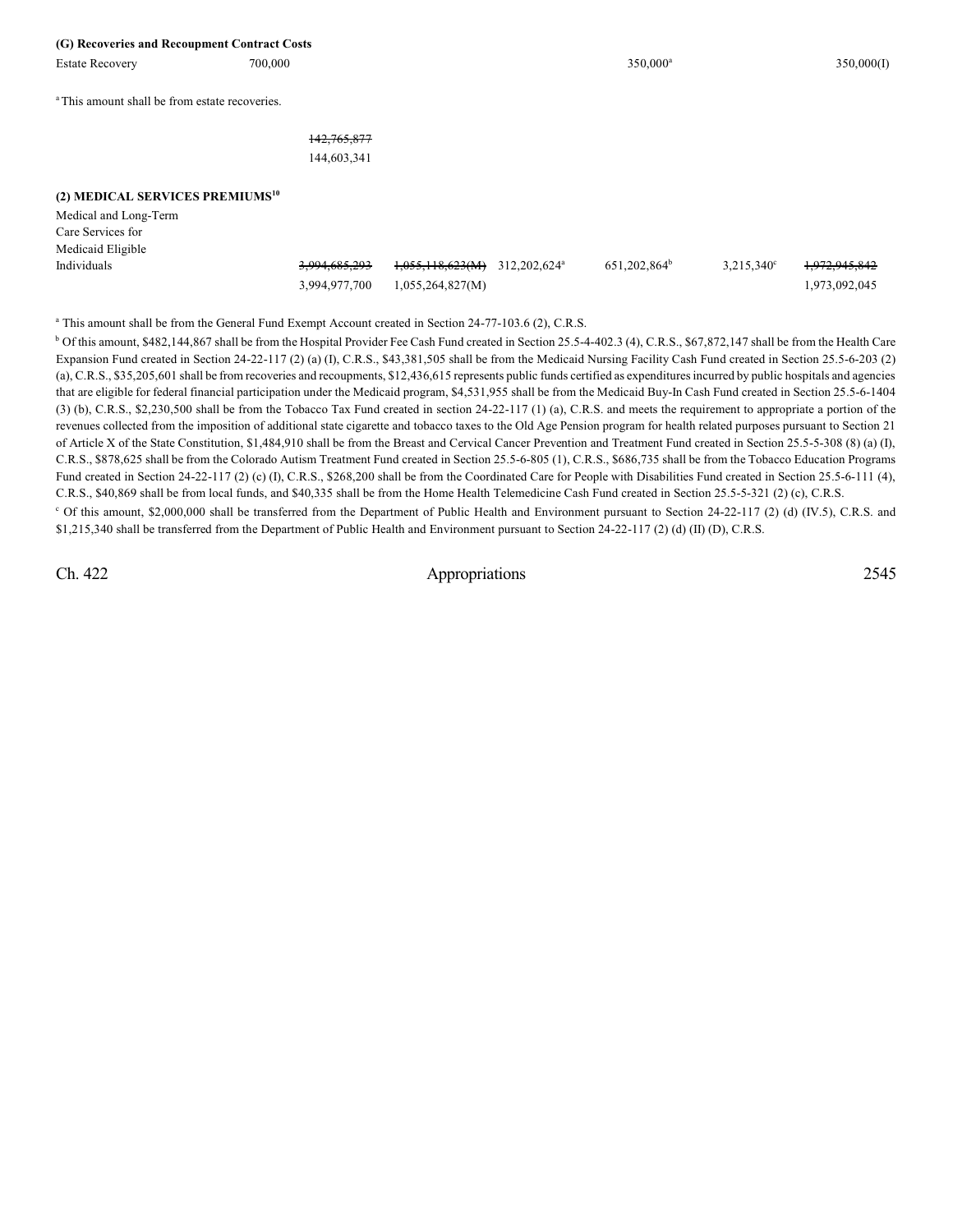**(G) Recoveries and Recoupment Contract Costs**

| | | | | | | |
|---|---|---|---|---|---|---|
| Estate Recovery | 700,000 | | | 350,000[a] | | 350,000(I) |

[a] This amount shall be from estate recoveries.

| | |
|---|---|
| | ~~142,765,877~~ |
| | 144,603,341 |

**(2) MEDICAL SERVICES PREMIUMS[10]**

| | | | | | | |
|---|---|---|---|---|---|---|
| Medical and Long-Term Care Services for Medicaid Eligible Individuals | ~~3,994,685,293~~ | ~~1,055,118,623(M)~~ | 312,202,624[a] | 651,202,864[b] | 3,215,340[c] | ~~1,972,945,842~~ |
| | 3,994,977,700 | 1,055,264,827(M) | | | | 1,973,092,045 |

[a] This amount shall be from the General Fund Exempt Account created in Section 24-77-103.6 (2), C.R.S.

[b] Of this amount, $482,144,867 shall be from the Hospital Provider Fee Cash Fund created in Section 25.5-4-402.3 (4), C.R.S., $67,872,147 shall be from the Health Care Expansion Fund created in Section 24-22-117 (2) (a) (I), C.R.S., $43,381,505 shall be from the Medicaid Nursing Facility Cash Fund created in Section 25.5-6-203 (2) (a), C.R.S., $35,205,601 shall be from recoveries and recoupments, $12,436,615 represents public funds certified as expenditures incurred by public hospitals and agencies that are eligible for federal financial participation under the Medicaid program, $4,531,955 shall be from the Medicaid Buy-In Cash Fund created in Section 25.5-6-1404 (3) (b), C.R.S., $2,230,500 shall be from the Tobacco Tax Fund created in section 24-22-117 (1) (a), C.R.S. and meets the requirement to appropriate a portion of the revenues collected from the imposition of additional state cigarette and tobacco taxes to the Old Age Pension program for health related purposes pursuant to Section 21 of Article X of the State Constitution, $1,484,910 shall be from the Breast and Cervical Cancer Prevention and Treatment Fund created in Section 25.5-5-308 (8) (a) (I), C.R.S., $878,625 shall be from the Colorado Autism Treatment Fund created in Section 25.5-6-805 (1), C.R.S., $686,735 shall be from the Tobacco Education Programs Fund created in Section 24-22-117 (2) (c) (I), C.R.S., $268,200 shall be from the Coordinated Care for People with Disabilities Fund created in Section 25.5-6-111 (4), C.R.S., $40,869 shall be from local funds, and $40,335 shall be from the Home Health Telemedicine Cash Fund created in Section 25.5-5-321 (2) (c), C.R.S.

[c] Of this amount, $2,000,000 shall be transferred from the Department of Public Health and Environment pursuant to Section 24-22-117 (2) (d) (IV.5), C.R.S. and $1,215,340 shall be transferred from the Department of Public Health and Environment pursuant to Section 24-22-117 (2) (d) (II) (D), C.R.S.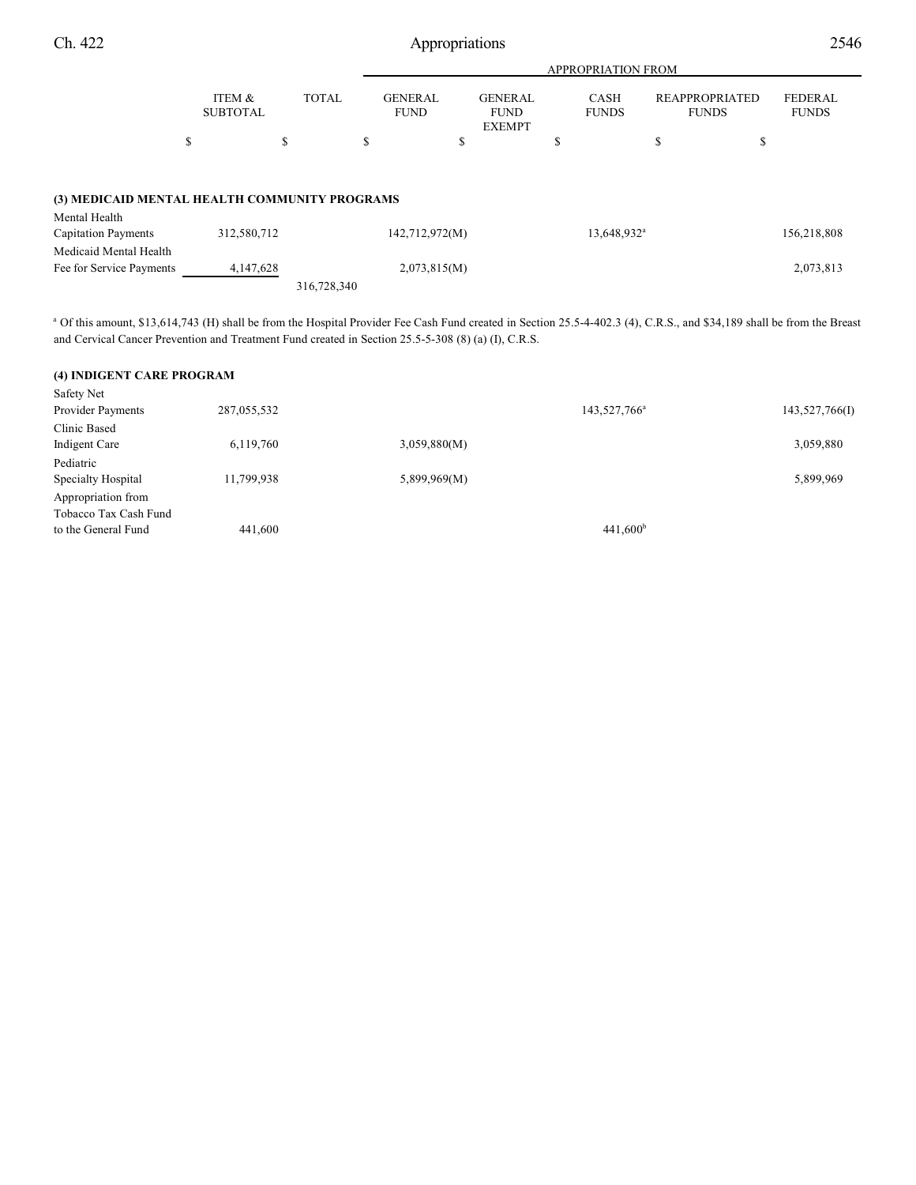| | ITEM & SUBTOTAL | TOTAL | APPROPRIATION FROM GENERAL FUND | GENERAL FUND EXEMPT | CASH FUNDS | REAPPROPRIATED FUNDS | FEDERAL FUNDS |
|---|---|---|---|---|---|---|---|
| | $ | $ | $ | $ | $ | $ | $ |
| **(3) MEDICAID MENTAL HEALTH COMMUNITY PROGRAMS** | | | | | | | |
| Mental Health Capitation Payments | 312,580,712 | | 142,712,972(M) | | 13,648,932[a] | | 156,218,808 |
| Medicaid Mental Health Fee for Service Payments | 4,147,628 | | 2,073,815(M) | | | | 2,073,813 |
| | | 316,728,340 | | | | | |

[a] Of this amount, $13,614,743 (H) shall be from the Hospital Provider Fee Cash Fund created in Section 25.5-4-402.3 (4), C.R.S., and $34,189 shall be from the Breast and Cervical Cancer Prevention and Treatment Fund created in Section 25.5-5-308 (8) (a) (I), C.R.S.

| | ITEM & SUBTOTAL | TOTAL | GENERAL FUND | GENERAL FUND EXEMPT | CASH FUNDS | REAPPROPRIATED FUNDS | FEDERAL FUNDS |
|---|---|---|---|---|---|---|---|
| **(4) INDIGENT CARE PROGRAM** | | | | | | | |
| Safety Net Provider Payments | 287,055,532 | | | | 143,527,766[a] | | 143,527,766(I) |
| Clinic Based Indigent Care | 6,119,760 | | 3,059,880(M) | | | | 3,059,880 |
| Pediatric Specialty Hospital | 11,799,938 | | 5,899,969(M) | | | | 5,899,969 |
| Appropriation from Tobacco Tax Cash Fund to the General Fund | 441,600 | | | | 441,600[b] | | |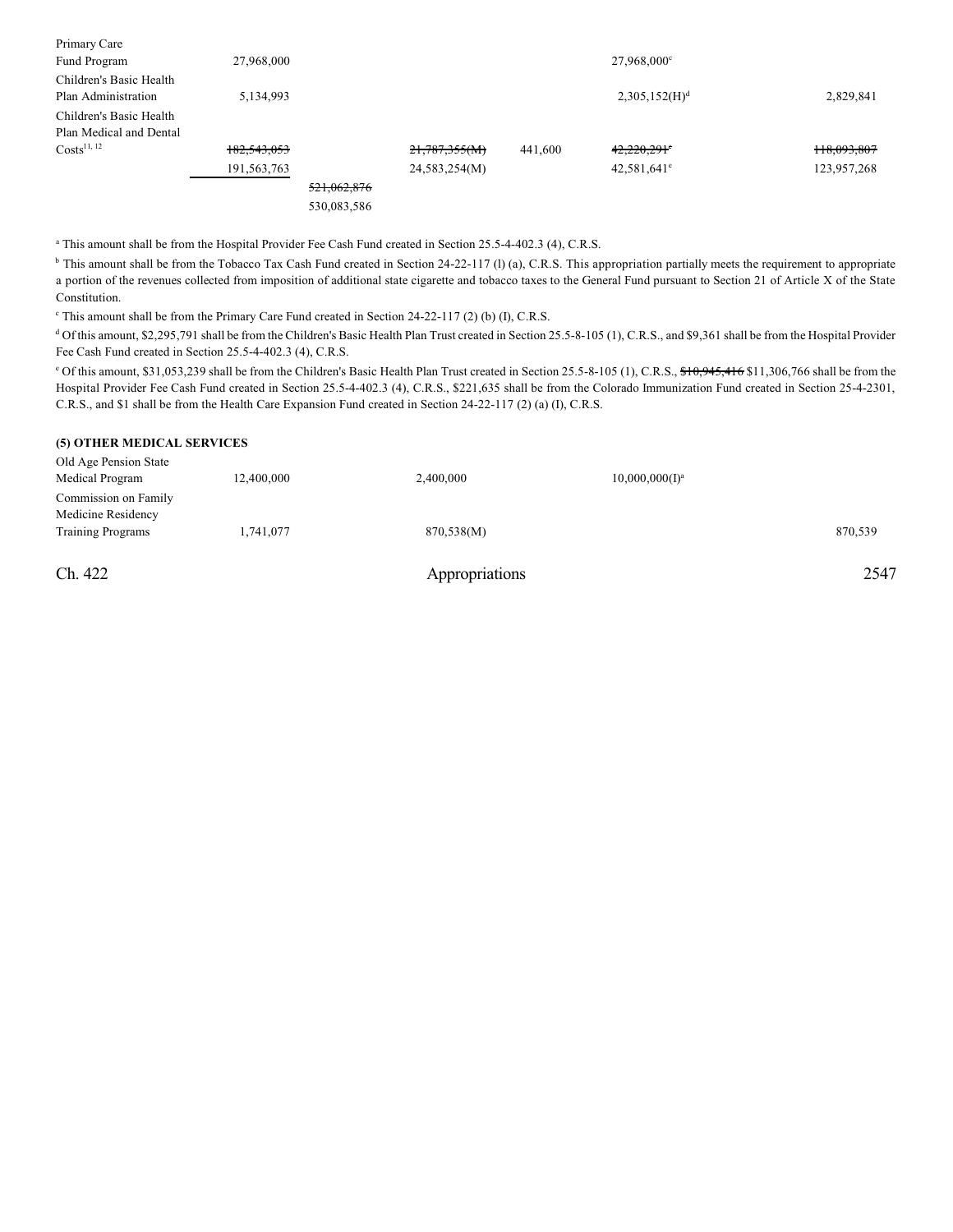| | | | | | | |
|---|---|---|---|---|---|---|
| Primary Care Fund Program | 27,968,000 | | | | 27,968,000[c] | |
| Children's Basic Health Plan Administration | 5,134,993 | | | | 2,305,152(H)[d] | 2,829,841 |
| Children's Basic Health Plan Medical and Dental Costs[11, 12] | ~~182,543,053~~ | | ~~21,787,355(M)~~ | 441,600 | ~~42,220,291~~[e] | ~~118,093,807~~ |
| | 191,563,763 | | 24,583,254(M) | | 42,581,641[e] | 123,957,268 |
| | | ~~521,062,876~~ | | | | |
| | | 530,083,586 | | | | |

[a] This amount shall be from the Hospital Provider Fee Cash Fund created in Section 25.5-4-402.3 (4), C.R.S.

[b] This amount shall be from the Tobacco Tax Cash Fund created in Section 24-22-117 (l) (a), C.R.S. This appropriation partially meets the requirement to appropriate a portion of the revenues collected from imposition of additional state cigarette and tobacco taxes to the General Fund pursuant to Section 21 of Article X of the State Constitution.

[c] This amount shall be from the Primary Care Fund created in Section 24-22-117 (2) (b) (I), C.R.S.

[d] Of this amount, $2,295,791 shall be from the Children's Basic Health Plan Trust created in Section 25.5-8-105 (1), C.R.S., and $9,361 shall be from the Hospital Provider Fee Cash Fund created in Section 25.5-4-402.3 (4), C.R.S.

[e] Of this amount, $31,053,239 shall be from the Children's Basic Health Plan Trust created in Section 25.5-8-105 (1), C.R.S., ~~$10,945,416~~ $11,306,766 shall be from the Hospital Provider Fee Cash Fund created in Section 25.5-4-402.3 (4), C.R.S., $221,635 shall be from the Colorado Immunization Fund created in Section 25-4-2301, C.R.S., and $1 shall be from the Health Care Expansion Fund created in Section 24-22-117 (2) (a) (I), C.R.S.

**(5) OTHER MEDICAL SERVICES**

| | | | | | | |
|---|---|---|---|---|---|---|
| Old Age Pension State Medical Program | 12,400,000 | | 2,400,000 | | 10,000,000(I)[a] | |
| Commission on Family Medicine Residency Training Programs | 1,741,077 | | 870,538(M) | | | 870,539 |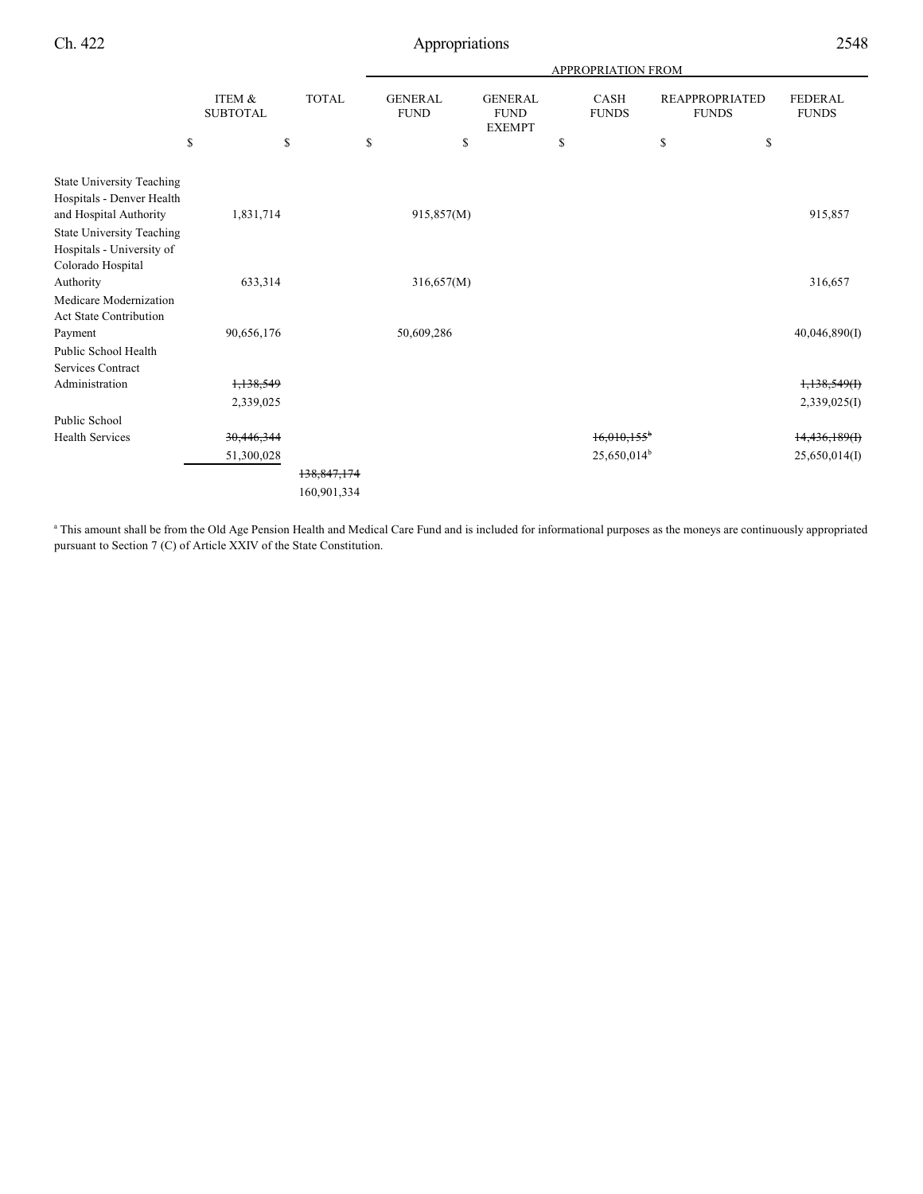| | ITEM & SUBTOTAL | TOTAL | APPROPRIATION FROM GENERAL FUND | GENERAL FUND EXEMPT | CASH FUNDS | REAPPROPRIATED FUNDS | FEDERAL FUNDS |
|---|---|---|---|---|---|---|---|
| | $ | $ | $ | $ | $ | $ | $ |
| State University Teaching Hospitals - Denver Health and Hospital Authority | 1,831,714 | | 915,857(M) | | | | 915,857 |
| State University Teaching Hospitals - University of Colorado Hospital Authority | 633,314 | | 316,657(M) | | | | 316,657 |
| Medicare Modernization Act State Contribution Payment | 90,656,176 | | 50,609,286 | | | | 40,046,890(I) |
| Public School Health Services Contract Administration | ~~1,138,549~~ 2,339,025 | | | | | | ~~1,138,549(I)~~ 2,339,025(I) |
| Public School Health Services | ~~30,446,344~~ 51,300,028 | | | | ~~16,010,155[b]~~ 25,650,014[b] | | ~~14,436,189(I)~~ 25,650,014(I) |
| | | ~~138,847,174~~ 160,901,334 | | | | | |

[a] This amount shall be from the Old Age Pension Health and Medical Care Fund and is included for informational purposes as the moneys are continuously appropriated pursuant to Section 7 (C) of Article XXIV of the State Constitution.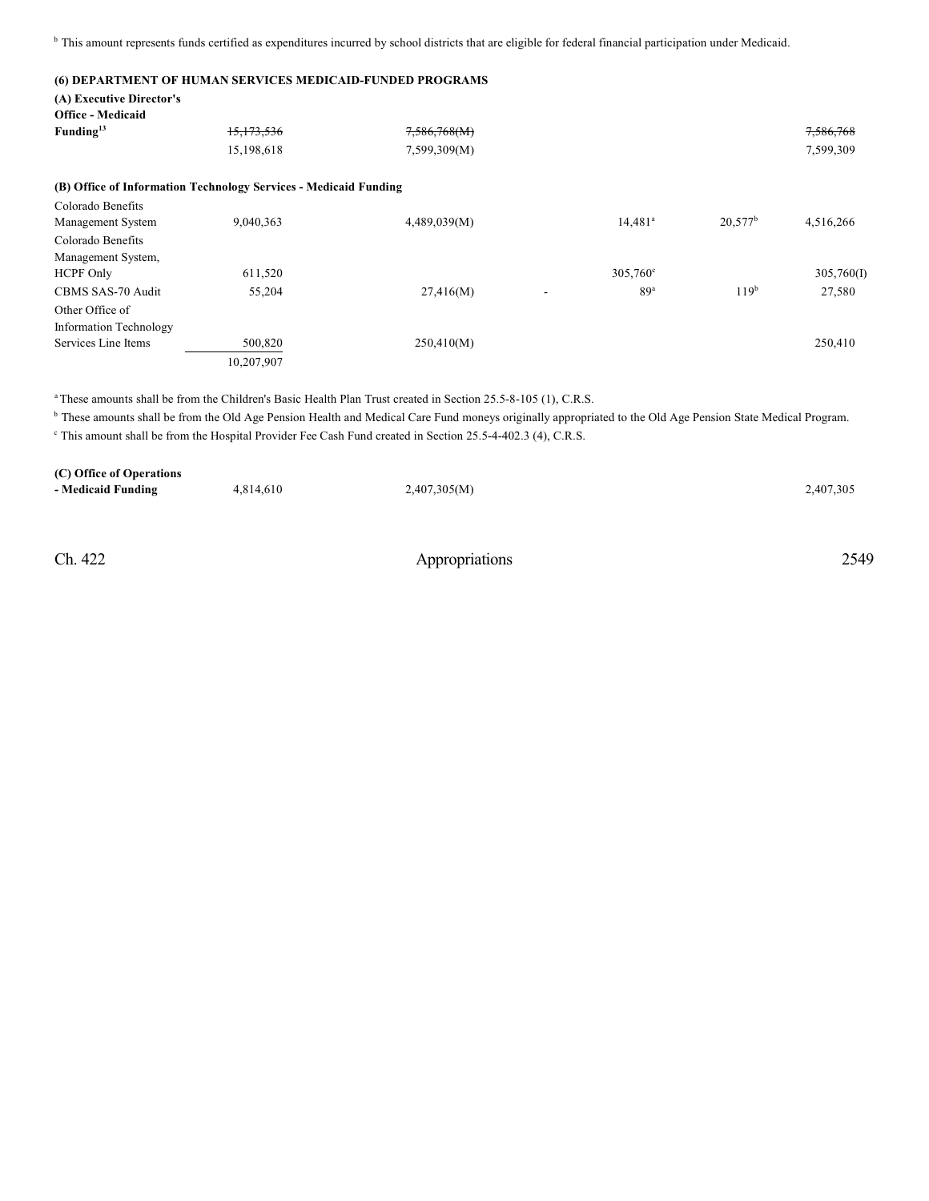[b] This amount represents funds certified as expenditures incurred by school districts that are eligible for federal financial participation under Medicaid.

**(6) DEPARTMENT OF HUMAN SERVICES MEDICAID-FUNDED PROGRAMS**

| | | | | | | |
|---|---|---|---|---|---|---|
| **(A) Executive Director's Office - Medicaid Funding**[13] | ~~15,173,536~~ | ~~7,586,768(M)~~ | | | | ~~7,586,768~~ |
| | 15,198,618 | 7,599,309(M) | | | | 7,599,309 |
| **(B) Office of Information Technology Services - Medicaid Funding** | | | | | | |
| Colorado Benefits Management System | 9,040,363 | 4,489,039(M) | | 14,481[a] | 20,577[b] | 4,516,266 |
| Colorado Benefits Management System, HCPF Only | 611,520 | | | 305,760[c] | | 305,760(I) |
| CBMS SAS-70 Audit | 55,204 | 27,416(M) | - | 89[a] | 119[b] | 27,580 |
| Other Office of Information Technology Services Line Items | 500,820 | 250,410(M) | | | | 250,410 |
| | 10,207,907 | | | | | |

[a] These amounts shall be from the Children's Basic Health Plan Trust created in Section 25.5-8-105 (1), C.R.S.

[b] These amounts shall be from the Old Age Pension Health and Medical Care Fund moneys originally appropriated to the Old Age Pension State Medical Program.

[c] This amount shall be from the Hospital Provider Fee Cash Fund created in Section 25.5-4-402.3 (4), C.R.S.

| | | | | | | |
|---|---|---|---|---|---|---|
| **(C) Office of Operations - Medicaid Funding** | 4,814,610 | 2,407,305(M) | | | | 2,407,305 |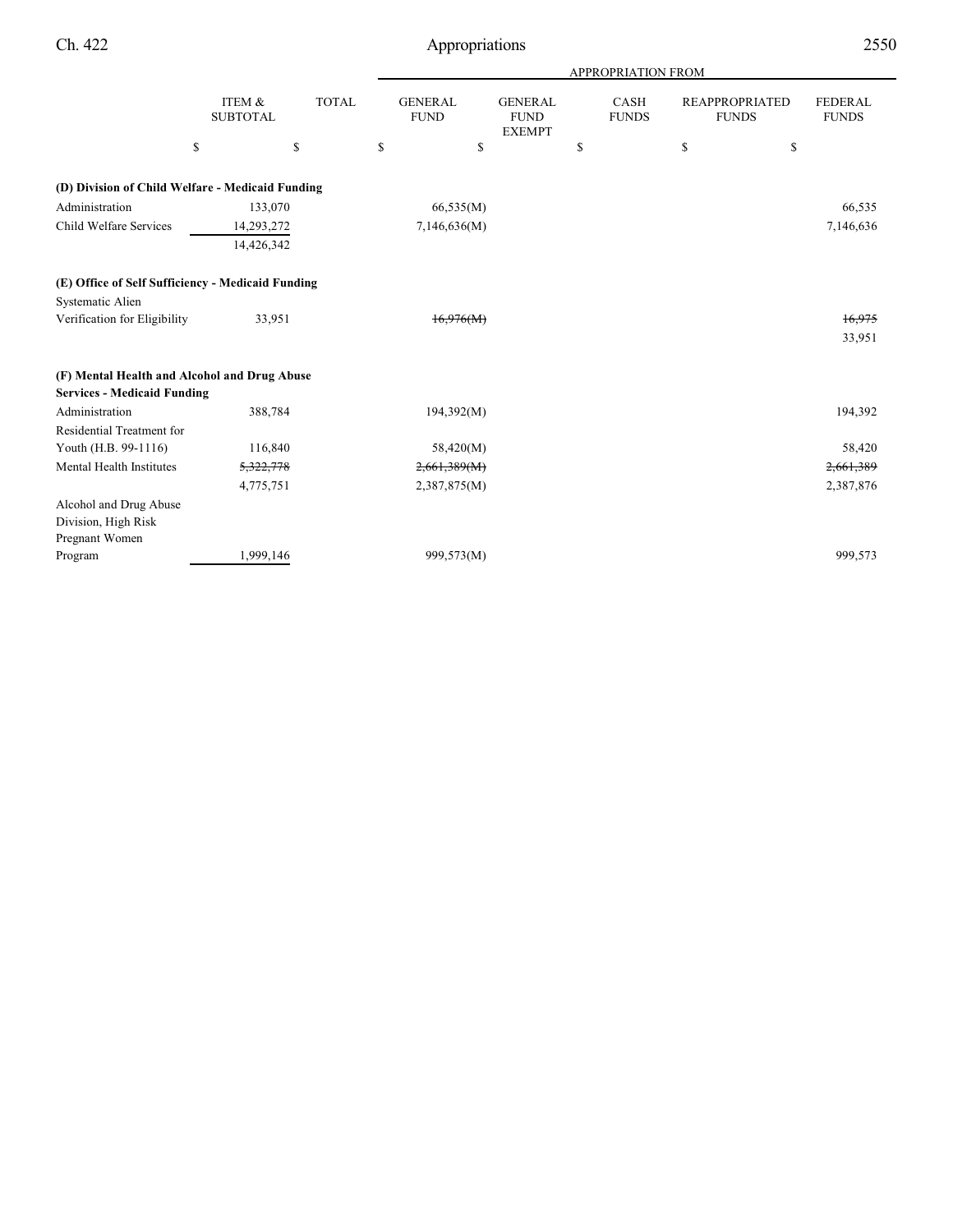| | ITEM & SUBTOTAL | TOTAL | APPROPRIATION FROM GENERAL FUND | GENERAL FUND EXEMPT | CASH FUNDS | REAPPROPRIATED FUNDS | FEDERAL FUNDS |
|---|---|---|---|---|---|---|---|
| | $ | $ | $ | $ | $ | $ | $ |
| **(D) Division of Child Welfare - Medicaid Funding** | | | | | | | |
| Administration | 133,070 | | 66,535(M) | | | | 66,535 |
| Child Welfare Services | 14,293,272 | | 7,146,636(M) | | | | 7,146,636 |
| | 14,426,342 | | | | | | |
| **(E) Office of Self Sufficiency - Medicaid Funding** | | | | | | | |
| Systematic Alien Verification for Eligibility | 33,951 | | ~~16,976(M)~~ | | | | ~~16,975~~ |
| | | | | | | | 33,951 |
| **(F) Mental Health and Alcohol and Drug Abuse Services - Medicaid Funding** | | | | | | | |
| Administration | 388,784 | | 194,392(M) | | | | 194,392 |
| Residential Treatment for Youth (H.B. 99-1116) | 116,840 | | 58,420(M) | | | | 58,420 |
| Mental Health Institutes | ~~5,322,778~~ | | ~~2,661,389(M)~~ | | | | ~~2,661,389~~ |
| | 4,775,751 | | 2,387,875(M) | | | | 2,387,876 |
| Alcohol and Drug Abuse Division, High Risk Pregnant Women Program | 1,999,146 | | 999,573(M) | | | | 999,573 |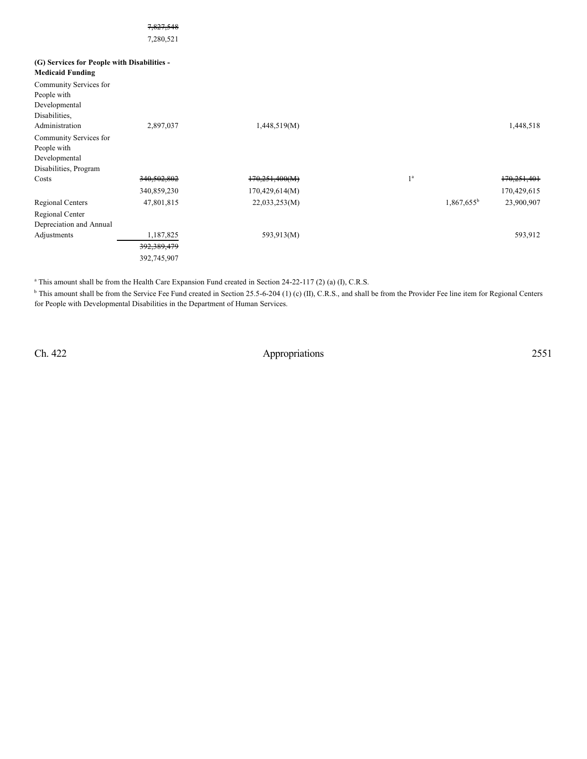~~7,827,548~~

7,280,521

**(G) Services for People with Disabilities - Medicaid Funding**

| | | | | | |
|---|---|---|---|---|---|
| Community Services for People with Developmental Disabilities, Administration | 2,897,037 | 1,448,519(M) | | | 1,448,518 |
| Community Services for People with Developmental Disabilities, Program Costs | ~~340,502,802~~ 340,859,230 | ~~170,251,400(M)~~ 170,429,614(M) | 1[a] | | ~~170,251,401~~ 170,429,615 |
| Regional Centers | 47,801,815 | 22,033,253(M) | | 1,867,655[b] | 23,900,907 |
| Regional Center Depreciation and Annual Adjustments | 1,187,825 | 593,913(M) | | | 593,912 |
| | ~~392,389,479~~ 392,745,907 | | | | |

[a] This amount shall be from the Health Care Expansion Fund created in Section 24-22-117 (2) (a) (I), C.R.S.

[b] This amount shall be from the Service Fee Fund created in Section 25.5-6-204 (1) (c) (II), C.R.S., and shall be from the Provider Fee line item for Regional Centers for People with Developmental Disabilities in the Department of Human Services.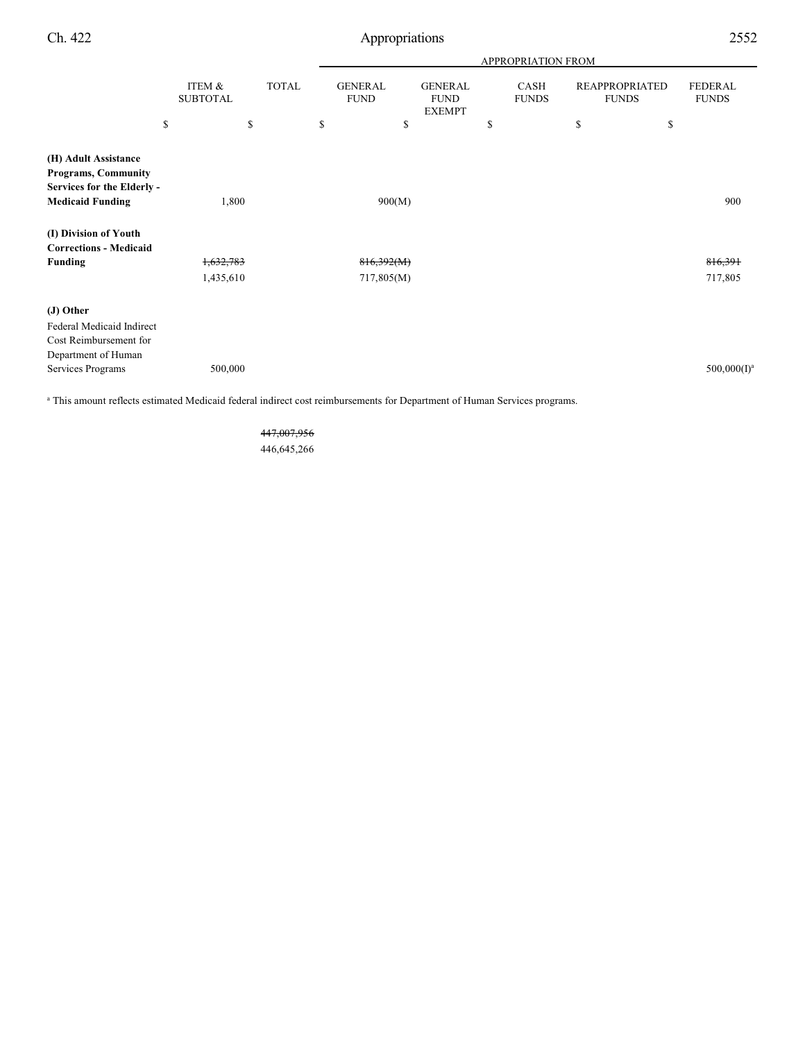| | ITEM & SUBTOTAL | TOTAL | APPROPRIATION FROM GENERAL FUND | GENERAL FUND EXEMPT | CASH FUNDS | REAPPROPRIATED FUNDS | FEDERAL FUNDS |
|---|---|---|---|---|---|---|---|
| | $ | $ | $ | $ | $ | $ | $ |
| **(H) Adult Assistance Programs, Community Services for the Elderly - Medicaid Funding** | 1,800 | | 900(M) | | | | 900 |
| **(I) Division of Youth Corrections - Medicaid Funding** | ~~1,632,783~~ 1,435,610 | | ~~816,392(M)~~ 717,805(M) | | | | ~~816,391~~ 717,805 |
| **(J) Other** | | | | | | | |
| Federal Medicaid Indirect Cost Reimbursement for Department of Human Services Programs | 500,000 | | | | | | 500,000(I)[a] |

[a] This amount reflects estimated Medicaid federal indirect cost reimbursements for Department of Human Services programs.

| | | TOTAL |
|---|---|---|
| | | ~~447,007,956~~ 446,645,266 |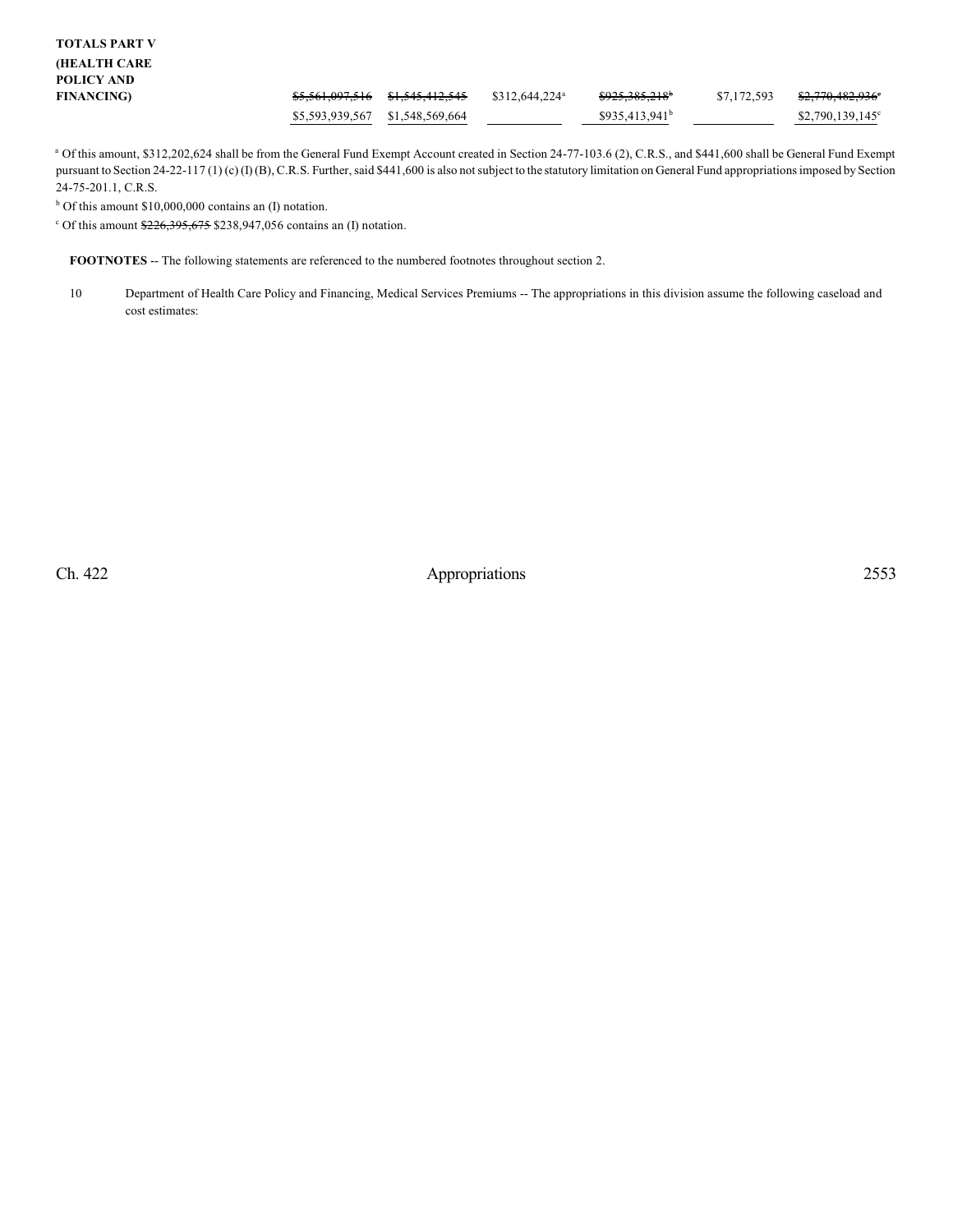| TOTALS PART V (HEALTH CARE POLICY AND FINANCING) | ~~$5,561,097,516~~ | ~~$1,545,412,545~~ | $312,644,224[a] | ~~$925,385,218~~[b] | $7,172,593 | ~~$2,770,482,936~~[c] |
|---|---|---|---|---|---|---|
| | $5,593,939,567 | $1,548,569,664 | | $935,413,941[b] | | $2,790,139,145[c] |

[a] Of this amount, $312,202,624 shall be from the General Fund Exempt Account created in Section 24-77-103.6 (2), C.R.S., and $441,600 shall be General Fund Exempt pursuant to Section 24-22-117 (1) (c) (I) (B), C.R.S. Further, said $441,600 is also not subject to the statutory limitation on General Fund appropriations imposed by Section 24-75-201.1, C.R.S.

[b] Of this amount $10,000,000 contains an (I) notation.

[c] Of this amount ~~$226,395,675~~ $238,947,056 contains an (I) notation.

**FOOTNOTES** -- The following statements are referenced to the numbered footnotes throughout section 2.

10 Department of Health Care Policy and Financing, Medical Services Premiums -- The appropriations in this division assume the following caseload and cost estimates: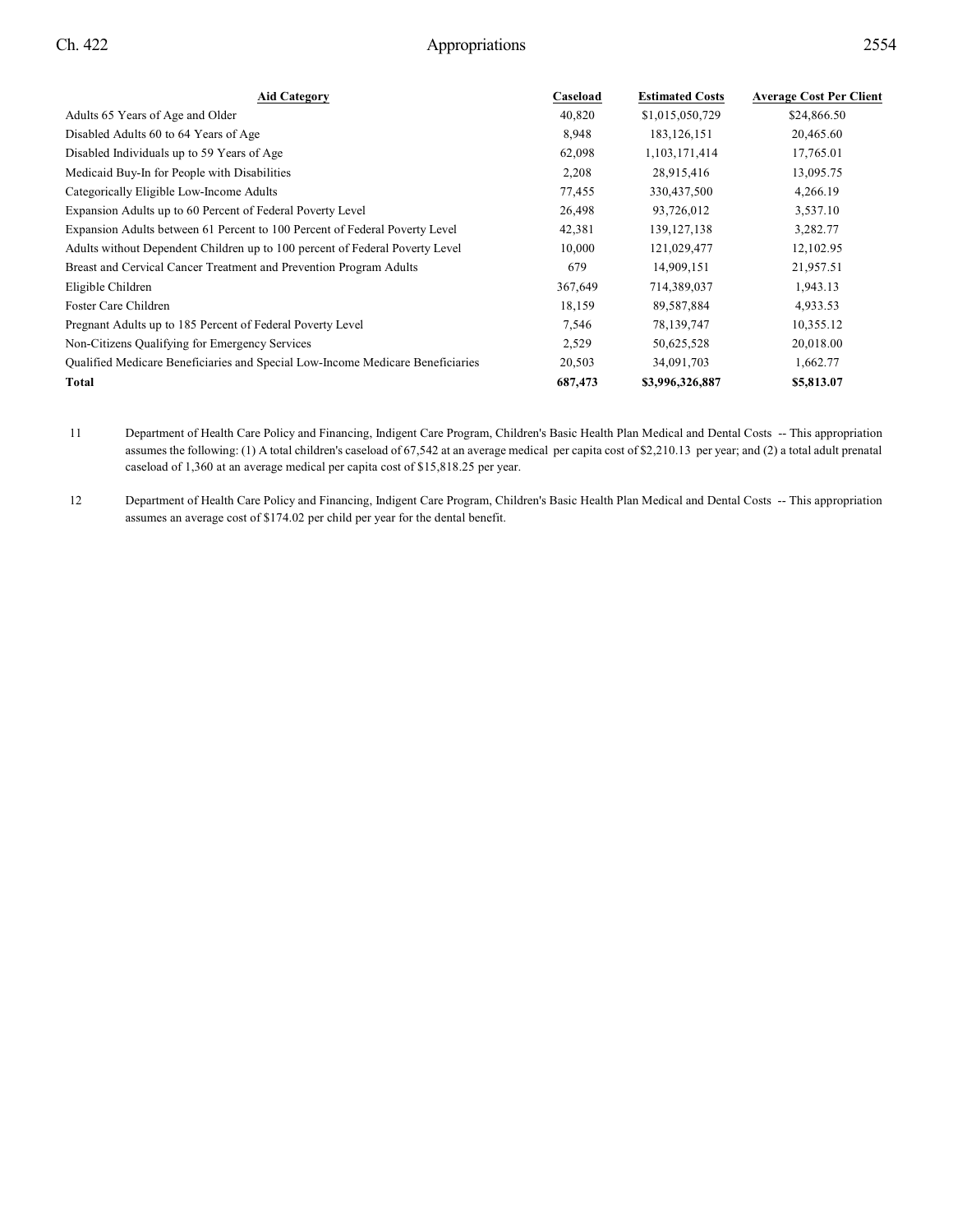| Aid Category | Caseload | Estimated Costs | Average Cost Per Client |
| --- | --- | --- | --- |
| Adults 65 Years of Age and Older | 40,820 | $1,015,050,729 | $24,866.50 |
| Disabled Adults 60 to 64 Years of Age | 8,948 | 183,126,151 | 20,465.60 |
| Disabled Individuals up to 59 Years of Age | 62,098 | 1,103,171,414 | 17,765.01 |
| Medicaid Buy-In for People with Disabilities | 2,208 | 28,915,416 | 13,095.75 |
| Categorically Eligible Low-Income Adults | 77,455 | 330,437,500 | 4,266.19 |
| Expansion Adults up to 60 Percent of Federal Poverty Level | 26,498 | 93,726,012 | 3,537.10 |
| Expansion Adults between 61 Percent to 100 Percent of Federal Poverty Level | 42,381 | 139,127,138 | 3,282.77 |
| Adults without Dependent Children up to 100 percent of Federal Poverty Level | 10,000 | 121,029,477 | 12,102.95 |
| Breast and Cervical Cancer Treatment and Prevention Program Adults | 679 | 14,909,151 | 21,957.51 |
| Eligible Children | 367,649 | 714,389,037 | 1,943.13 |
| Foster Care Children | 18,159 | 89,587,884 | 4,933.53 |
| Pregnant Adults up to 185 Percent of Federal Poverty Level | 7,546 | 78,139,747 | 10,355.12 |
| Non-Citizens Qualifying for Emergency Services | 2,529 | 50,625,528 | 20,018.00 |
| Qualified Medicare Beneficiaries and Special Low-Income Medicare Beneficiaries | 20,503 | 34,091,703 | 1,662.77 |
| **Total** | **687,473** | **$3,996,326,887** | **$5,813.07** |

11 Department of Health Care Policy and Financing, Indigent Care Program, Children's Basic Health Plan Medical and Dental Costs -- This appropriation assumes the following: (1) A total children's caseload of 67,542 at an average medical per capita cost of $2,210.13 per year; and (2) a total adult prenatal caseload of 1,360 at an average medical per capita cost of $15,818.25 per year.

12 Department of Health Care Policy and Financing, Indigent Care Program, Children's Basic Health Plan Medical and Dental Costs -- This appropriation assumes an average cost of $174.02 per child per year for the dental benefit.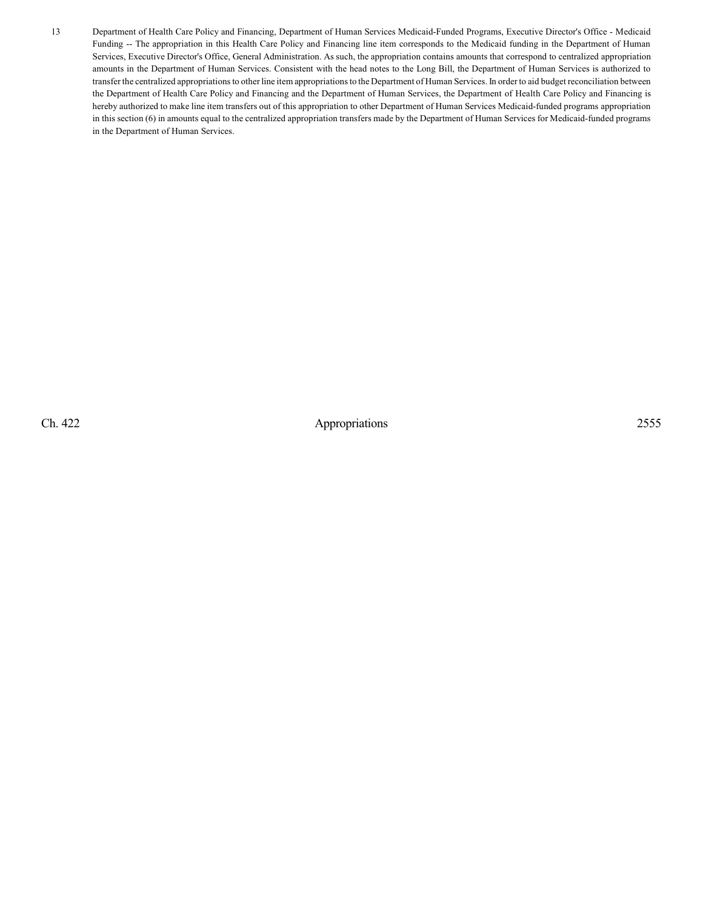13 Department of Health Care Policy and Financing, Department of Human Services Medicaid-Funded Programs, Executive Director's Office - Medicaid Funding -- The appropriation in this Health Care Policy and Financing line item corresponds to the Medicaid funding in the Department of Human Services, Executive Director's Office, General Administration. As such, the appropriation contains amounts that correspond to centralized appropriation amounts in the Department of Human Services. Consistent with the head notes to the Long Bill, the Department of Human Services is authorized to transfer the centralized appropriations to other line item appropriations to the Department of Human Services. In order to aid budget reconciliation between the Department of Health Care Policy and Financing and the Department of Human Services, the Department of Health Care Policy and Financing is hereby authorized to make line item transfers out of this appropriation to other Department of Human Services Medicaid-funded programs appropriation in this section (6) in amounts equal to the centralized appropriation transfers made by the Department of Human Services for Medicaid-funded programs in the Department of Human Services.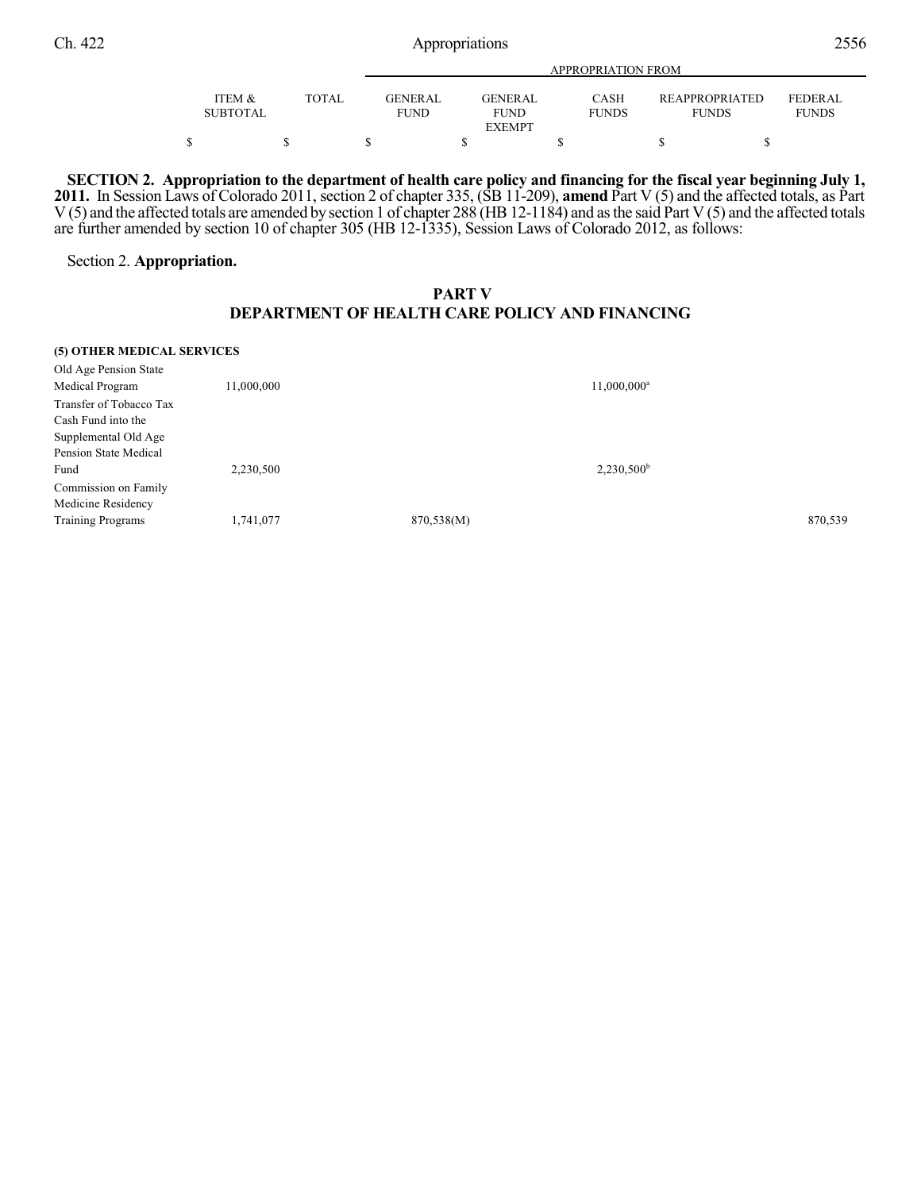**SECTION 2. Appropriation to the department of health care policy and financing for the fiscal year beginning July 1, 2011.** In Session Laws of Colorado 2011, section 2 of chapter 335, (SB 11-209), **amend** Part V (5) and the affected totals, as Part V (5) and the affected totals are amended by section 1 of chapter 288 (HB 12-1184) and as the said Part V (5) and the affected totals are further amended by section 10 of chapter 305 (HB 12-1335), Session Laws of Colorado 2012, as follows:

Section 2. **Appropriation.**

## PART V
## DEPARTMENT OF HEALTH CARE POLICY AND FINANCING

| | ITEM & SUBTOTAL | TOTAL | APPROPRIATION FROM GENERAL FUND | GENERAL FUND EXEMPT | CASH FUNDS | REAPPROPRIATED FUNDS | FEDERAL FUNDS |
|---|---|---|---|---|---|---|---|
| | $ | $ | $ | $ | $ | $ | $ |
| **(5) OTHER MEDICAL SERVICES** | | | | | | | |
| Old Age Pension State Medical Program | 11,000,000 | | | | 11,000,000[a] | | |
| Transfer of Tobacco Tax Cash Fund into the Supplemental Old Age Pension State Medical Fund | 2,230,500 | | | | 2,230,500[b] | | |
| Commission on Family Medicine Residency Training Programs | 1,741,077 | | 870,538(M) | | | | 870,539 |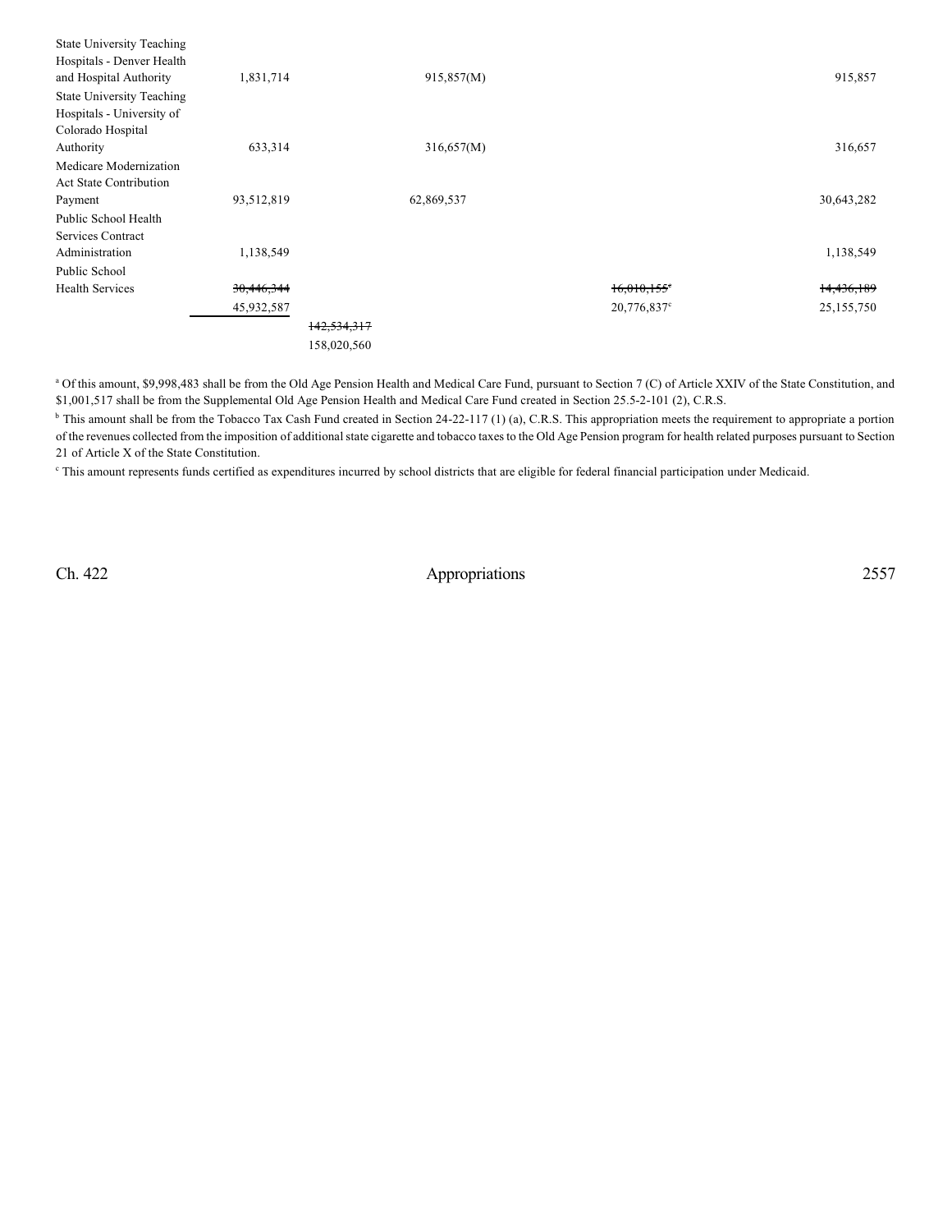| | | | | | | |
|---|---|---|---|---|---|---|
| State University Teaching Hospitals - Denver Health and Hospital Authority | 1,831,714 | | 915,857(M) | | | 915,857 |
| State University Teaching Hospitals - University of Colorado Hospital Authority | 633,314 | | 316,657(M) | | | 316,657 |
| Medicare Modernization Act State Contribution Payment | 93,512,819 | | 62,869,537 | | | 30,643,282 |
| Public School Health Services Contract Administration | 1,138,549 | | | | | 1,138,549 |
| Public School Health Services | ~~30,446,344~~ | | | | ~~16,010,155~~[c] | ~~14,436,189~~ |
| | 45,932,587 | | | | 20,776,837[c] | 25,155,750 |
| | | ~~142,534,317~~ | | | | |
| | | 158,020,560 | | | | |

[a] Of this amount, $9,998,483 shall be from the Old Age Pension Health and Medical Care Fund, pursuant to Section 7 (C) of Article XXIV of the State Constitution, and $1,001,517 shall be from the Supplemental Old Age Pension Health and Medical Care Fund created in Section 25.5-2-101 (2), C.R.S.

[b] This amount shall be from the Tobacco Tax Cash Fund created in Section 24-22-117 (1) (a), C.R.S. This appropriation meets the requirement to appropriate a portion of the revenues collected from the imposition of additional state cigarette and tobacco taxes to the Old Age Pension program for health related purposes pursuant to Section 21 of Article X of the State Constitution.

[c] This amount represents funds certified as expenditures incurred by school districts that are eligible for federal financial participation under Medicaid.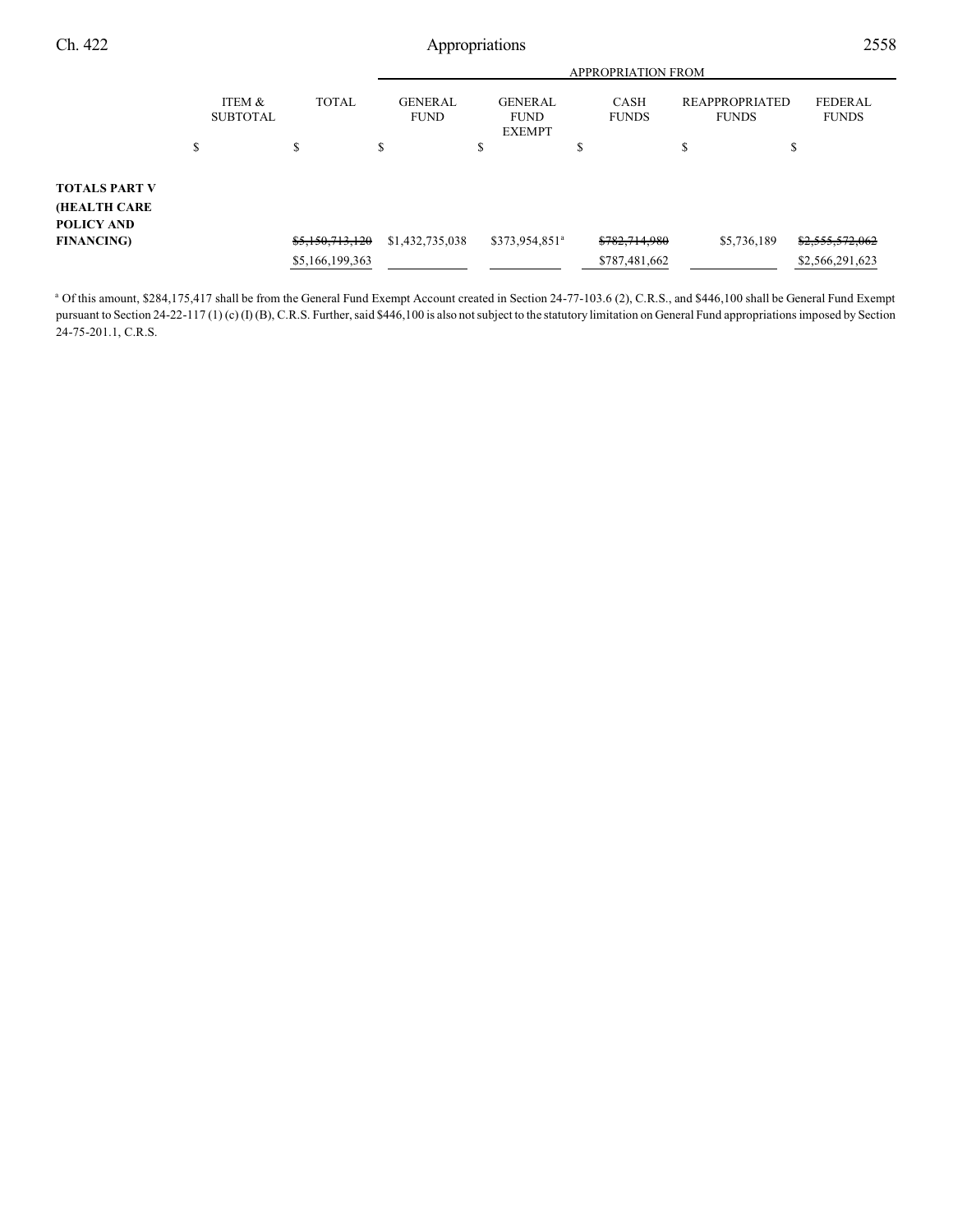| | ITEM & SUBTOTAL | TOTAL | APPROPRIATION FROM GENERAL FUND | GENERAL FUND EXEMPT | CASH FUNDS | REAPPROPRIATED FUNDS | FEDERAL FUNDS |
|---|---|---|---|---|---|---|---|
| | $ | $ | $ | $ | $ | $ | $ |
| **TOTALS PART V (HEALTH CARE POLICY AND FINANCING)** | | ~~$5,150,713,120~~ $5,166,199,363 | $1,432,735,038 | $373,954,851[a] | ~~$782,714,980~~ $787,481,662 | $5,736,189 | ~~$2,555,572,062~~ $2,566,291,623 |

[a] Of this amount, $284,175,417 shall be from the General Fund Exempt Account created in Section 24-77-103.6 (2), C.R.S., and $446,100 shall be General Fund Exempt pursuant to Section 24-22-117 (1) (c) (I) (B), C.R.S. Further, said $446,100 is also not subject to the statutory limitation on General Fund appropriations imposed by Section 24-75-201.1, C.R.S.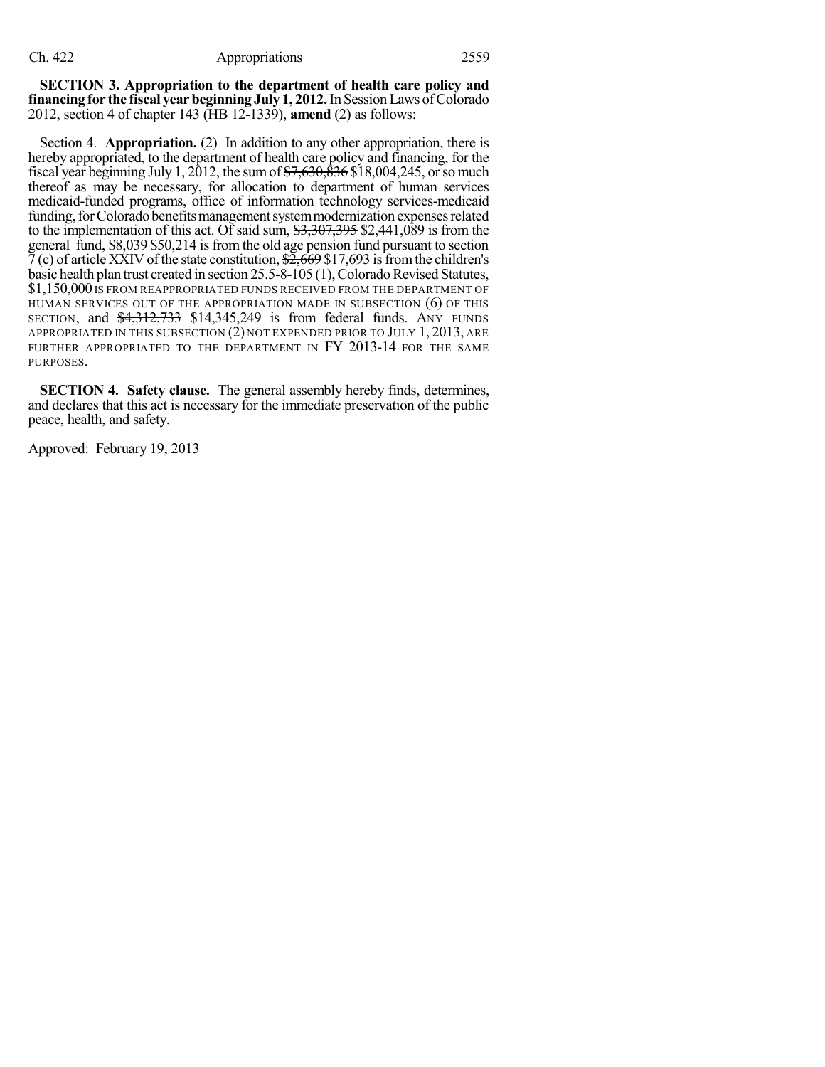**SECTION 3. Appropriation to the department of health care policy and financing for the fiscal year beginning July 1, 2012.** In Session Laws of Colorado 2012, section 4 of chapter 143 (HB 12-1339), **amend** (2) as follows:

Section 4. **Appropriation.** (2) In addition to any other appropriation, there is hereby appropriated, to the department of health care policy and financing, for the fiscal year beginning July 1, 2012, the sum of ~~$7,630,836~~ $18,004,245, or so much thereof as may be necessary, for allocation to department of human services medicaid-funded programs, office of information technology services-medicaid funding, for Colorado benefits management system modernization expenses related to the implementation of this act. Of said sum, ~~$3,307,395~~ $2,441,089 is from the general fund, ~~$8,039~~ $50,214 is from the old age pension fund pursuant to section 7 (c) of article XXIV of the state constitution, ~~$2,669~~ $17,693 is from the children's basic health plan trust created in section 25.5-8-105 (1), Colorado Revised Statutes, $1,150,000 IS FROM REAPPROPRIATED FUNDS RECEIVED FROM THE DEPARTMENT OF HUMAN SERVICES OUT OF THE APPROPRIATION MADE IN SUBSECTION (6) OF THIS SECTION, and ~~$4,312,733~~ $14,345,249 is from federal funds. ANY FUNDS APPROPRIATED IN THIS SUBSECTION (2) NOT EXPENDED PRIOR TO JULY 1, 2013, ARE FURTHER APPROPRIATED TO THE DEPARTMENT IN FY 2013-14 FOR THE SAME PURPOSES.

**SECTION 4. Safety clause.** The general assembly hereby finds, determines, and declares that this act is necessary for the immediate preservation of the public peace, health, and safety.

Approved: February 19, 2013